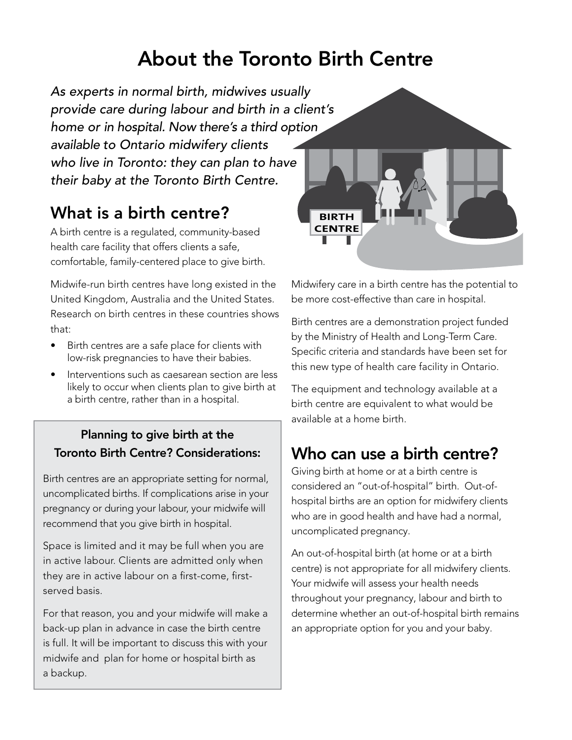# About the Toronto Birth Centre

*As experts in normal birth, midwives usually provide care during labour and birth in a client's home or in hospital. Now there's a third option available to Ontario midwifery clients who live in Toronto: they can plan to have their baby at the Toronto Birth Centre.*

## What is a birth centre?

A birth centre is a regulated, community-based health care facility that offers clients a safe, comfortable, family-centered place to give birth.

Midwife-run birth centres have long existed in the United Kingdom, Australia and the United States. Research on birth centres in these countries shows that:

- Birth centres are a safe place for clients with low-risk pregnancies to have their babies.
- Interventions such as caesarean section are less likely to occur when clients plan to give birth at a birth centre, rather than in a hospital.

Midwifery care in a birth centre has the potential to be more cost-effective than care in hospital.

Birth centres are a demonstration project funded by the Ministry of Health and Long-Term Care. Specific criteria and standards have been set for this new type of health care facility in Ontario.

The equipment and technology available at a birth centre are equivalent to what would be available at a home birth.

### Planning to give birth at the Toronto Birth Centre? Considerations:

Birth centres are an appropriate setting for normal, uncomplicated births. If complications arise in your pregnancy or during your labour, your midwife will recommend that you give birth in hospital.

Space is limited and it may be full when you are in active labour. Clients are admitted only when they are in active labour on a first-come, first-served basis.

For that reason, you and your midwife will make a back-up plan in advance in case the birth centre is full. It will be important to discuss this with your midwife and plan for home or hospital birth as a backup.

## Who can use a birth centre?

Giving birth at home or at a birth centre is considered an "out-of-hospital" birth. Out-of-hospital births are an option for midwifery clients who are in good health and have had a normal, uncomplicated pregnancy.

An out-of-hospital birth (at home or at a birth centre) is not appropriate for all midwifery clients. Your midwife will assess your health needs throughout your pregnancy, labour and birth to determine whether an out-of-hospital birth remains an appropriate option for you and your baby.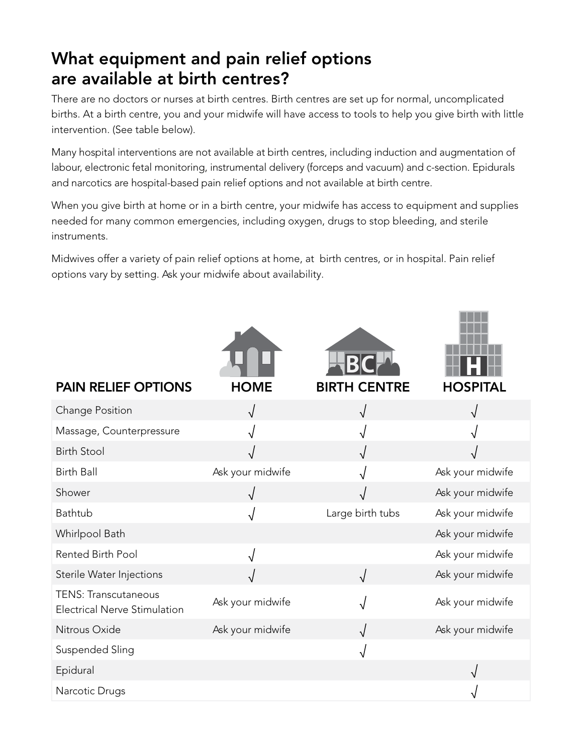## What equipment and pain relief options are available at birth centres?

There are no doctors or nurses at birth centres. Birth centres are set up for normal, uncomplicated births. At a birth centre, you and your midwife will have access to tools to help you give birth with little intervention. (See table below).

Many hospital interventions are not available at birth centres, including induction and augmentation of labour, electronic fetal monitoring, instrumental delivery (forceps and vacuum) and c-section. Epidurals and narcotics are hospital-based pain relief options and not available at birth centre.

When you give birth at home or in a birth centre, your midwife has access to equipment and supplies needed for many common emergencies, including oxygen, drugs to stop bleeding, and sterile instruments.

Midwives offer a variety of pain relief options at home, at birth centres, or in hospital. Pain relief options vary by setting. Ask your midwife about availability.

| PAIN RELIEF OPTIONS | HOME | BIRTH CENTRE | HOSPITAL |
| --- | --- | --- | --- |
| Change Position | √ | √ | √ |
| Massage, Counterpressure | √ | √ | √ |
| Birth Stool | √ | √ | √ |
| Birth Ball | Ask your midwife | √ | Ask your midwife |
| Shower | √ | √ | Ask your midwife |
| Bathtub | √ | Large birth tubs | Ask your midwife |
| Whirlpool Bath | | | Ask your midwife |
| Rented Birth Pool | √ | | Ask your midwife |
| Sterile Water Injections | √ | √ | Ask your midwife |
| TENS: Transcutaneous Electrical Nerve Stimulation | Ask your midwife | √ | Ask your midwife |
| Nitrous Oxide | Ask your midwife | √ | Ask your midwife |
| Suspended Sling | | √ | |
| Epidural | | | √ |
| Narcotic Drugs | | | √ |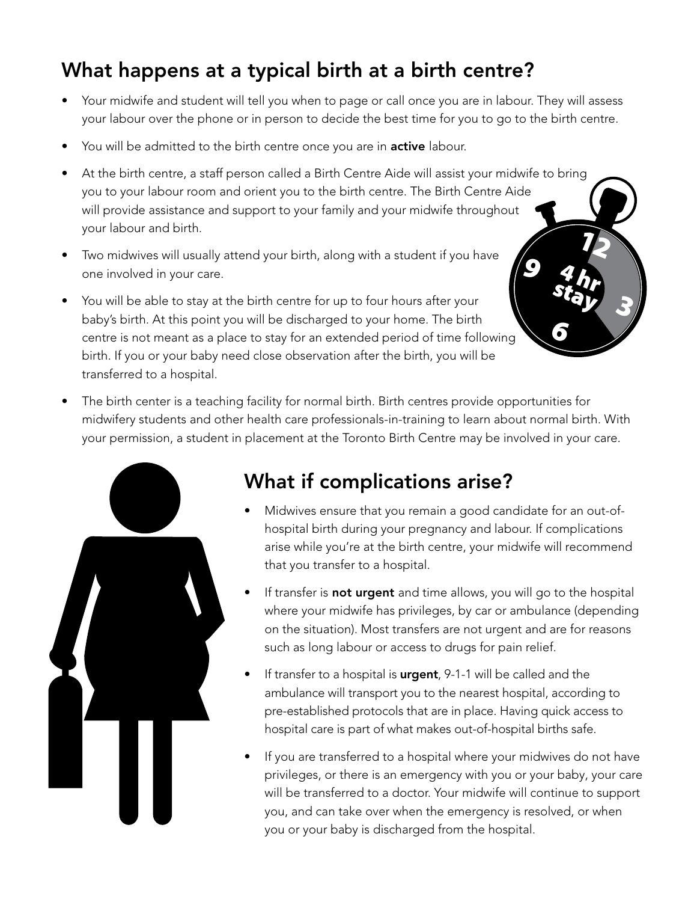## What happens at a typical birth at a birth centre?

- Your midwife and student will tell you when to page or call once you are in labour. They will assess your labour over the phone or in person to decide the best time for you to go to the birth centre.
- You will be admitted to the birth centre once you are in **active** labour.
- At the birth centre, a staff person called a Birth Centre Aide will assist your midwife to bring you to your labour room and orient you to the birth centre. The Birth Centre Aide will provide assistance and support to your family and your midwife throughout your labour and birth.
- Two midwives will usually attend your birth, along with a student if you have one involved in your care.
- You will be able to stay at the birth centre for up to four hours after your baby's birth. At this point you will be discharged to your home. The birth centre is not meant as a place to stay for an extended period of time following birth. If you or your baby need close observation after the birth, you will be transferred to a hospital.
- The birth center is a teaching facility for normal birth. Birth centres provide opportunities for midwifery students and other health care professionals-in-training to learn about normal birth. With your permission, a student in placement at the Toronto Birth Centre may be involved in your care.

## What if complications arise?

- Midwives ensure that you remain a good candidate for an out-of-hospital birth during your pregnancy and labour. If complications arise while you're at the birth centre, your midwife will recommend that you transfer to a hospital.
- If transfer is **not urgent** and time allows, you will go to the hospital where your midwife has privileges, by car or ambulance (depending on the situation). Most transfers are not urgent and are for reasons such as long labour or access to drugs for pain relief.
- If transfer to a hospital is **urgent**, 9-1-1 will be called and the ambulance will transport you to the nearest hospital, according to pre-established protocols that are in place. Having quick access to hospital care is part of what makes out-of-hospital births safe.
- If you are transferred to a hospital where your midwives do not have privileges, or there is an emergency with you or your baby, your care will be transferred to a doctor. Your midwife will continue to support you, and can take over when the emergency is resolved, or when you or your baby is discharged from the hospital.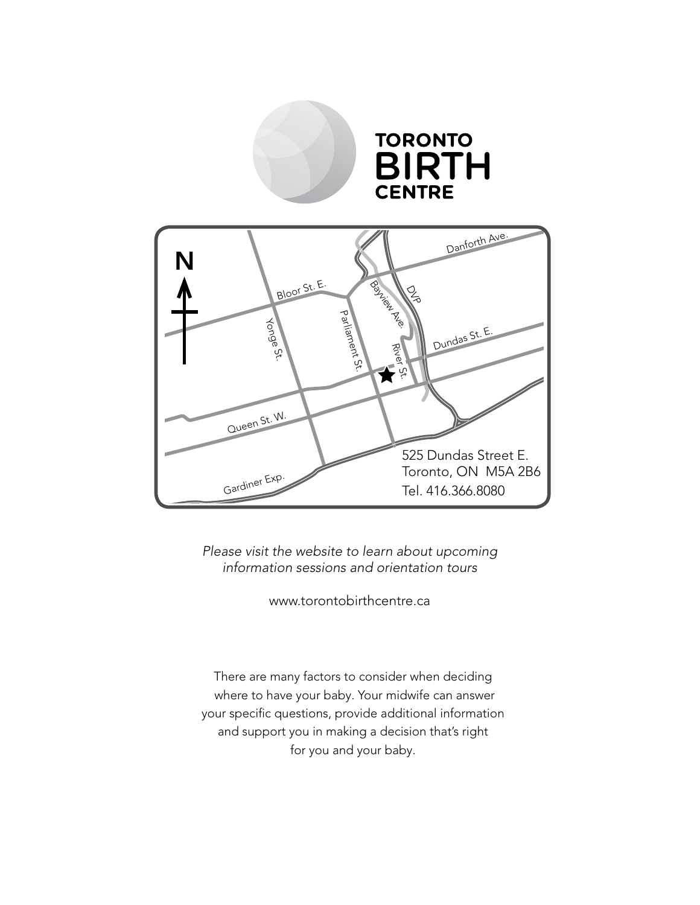**TORONTO BIRTH CENTRE**

N

Danforth Ave.

Bloor St. E.

Yonge St.

Parliament St.

Bayview Ave.

DVP

River St.

Dundas St. E.

Queen St. W.

Gardiner Exp.

525 Dundas Street E.
Toronto, ON M5A 2B6
Tel. 416.366.8080

*Please visit the website to learn about upcoming information sessions and orientation tours*

www.torontobirthcentre.ca

There are many factors to consider when deciding where to have your baby. Your midwife can answer your specific questions, provide additional information and support you in making a decision that's right for you and your baby.